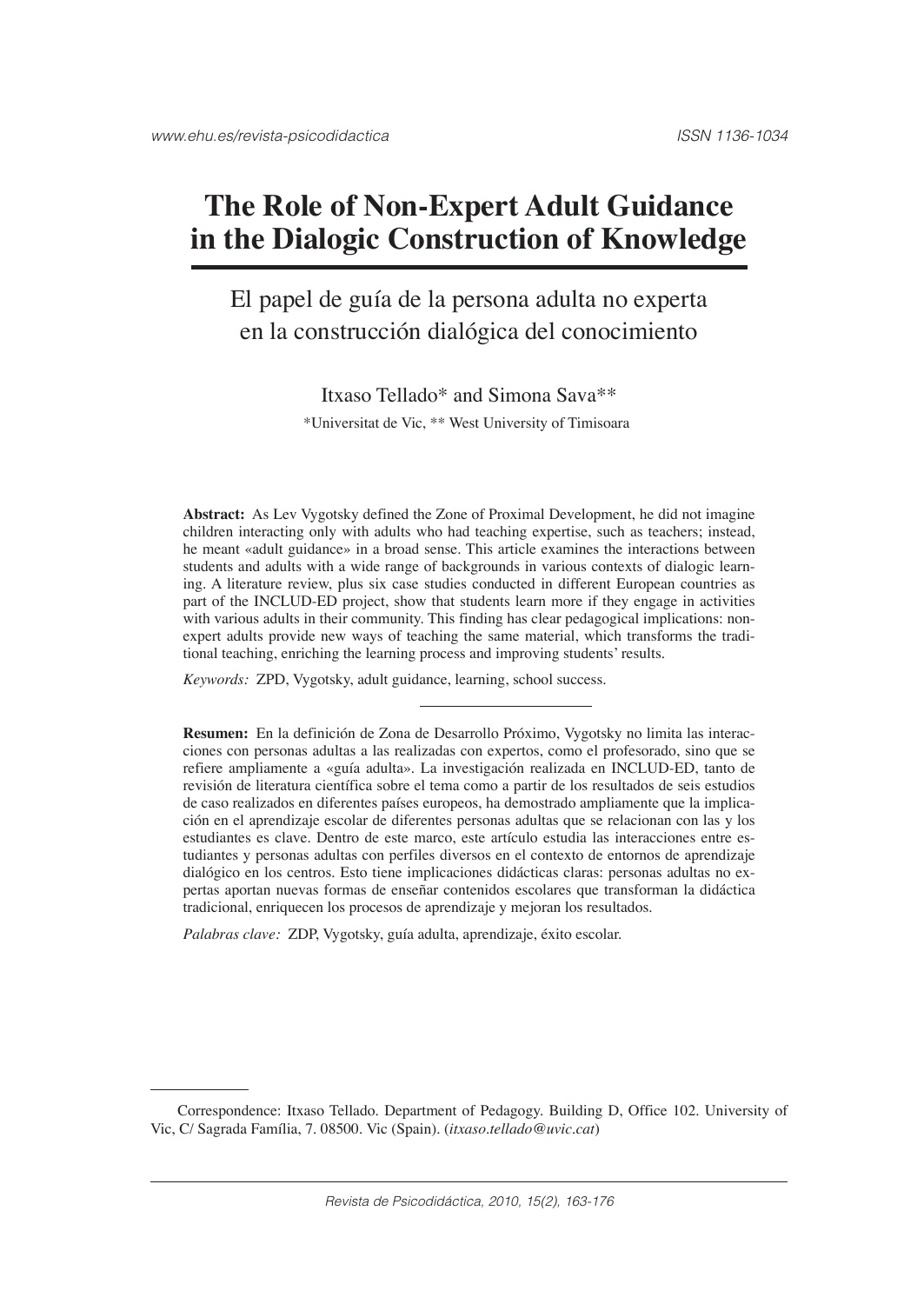# The Role of Non-Expert Adult Guidance in the Dialogic Construction of Knowledge

## El papel de guía de la persona adulta no experta en la construcción dialógica del conocimiento

Itxaso Tellado* and Simona Sava**

*Universitat de Vic, ** West University of Timisoara

**Abstract:** As Lev Vygotsky defined the Zone of Proximal Development, he did not imagine children interacting only with adults who had teaching expertise, such as teachers; instead, he meant «adult guidance» in a broad sense. This article examines the interactions between students and adults with a wide range of backgrounds in various contexts of dialogic learning. A literature review, plus six case studies conducted in different European countries as part of the INCLUD-ED project, show that students learn more if they engage in activities with various adults in their community. This finding has clear pedagogical implications: non-expert adults provide new ways of teaching the same material, which transforms the traditional teaching, enriching the learning process and improving students' results.

*Keywords:* ZPD, Vygotsky, adult guidance, learning, school success.

---

**Resumen:** En la definición de Zona de Desarrollo Próximo, Vygotsky no limita las interacciones con personas adultas a las realizadas con expertos, como el profesorado, sino que se refiere ampliamente a «guía adulta». La investigación realizada en INCLUD-ED, tanto de revisión de literatura científica sobre el tema como a partir de los resultados de seis estudios de caso realizados en diferentes países europeos, ha demostrado ampliamente que la implicación en el aprendizaje escolar de diferentes personas adultas que se relacionan con las y los estudiantes es clave. Dentro de este marco, este artículo estudia las interacciones entre estudiantes y personas adultas con perfiles diversos en el contexto de entornos de aprendizaje dialógico en los centros. Esto tiene implicaciones didácticas claras: personas adultas no expertas aportan nuevas formas de enseñar contenidos escolares que transforman la didáctica tradicional, enriquecen los procesos de aprendizaje y mejoran los resultados.

*Palabras clave:* ZDP, Vygotsky, guía adulta, aprendizaje, éxito escolar.

---

Correspondence: Itxaso Tellado. Department of Pedagogy. Building D, Office 102. University of Vic, C/ Sagrada Família, 7. 08500. Vic (Spain). (*itxaso.tellado@uvic.cat*)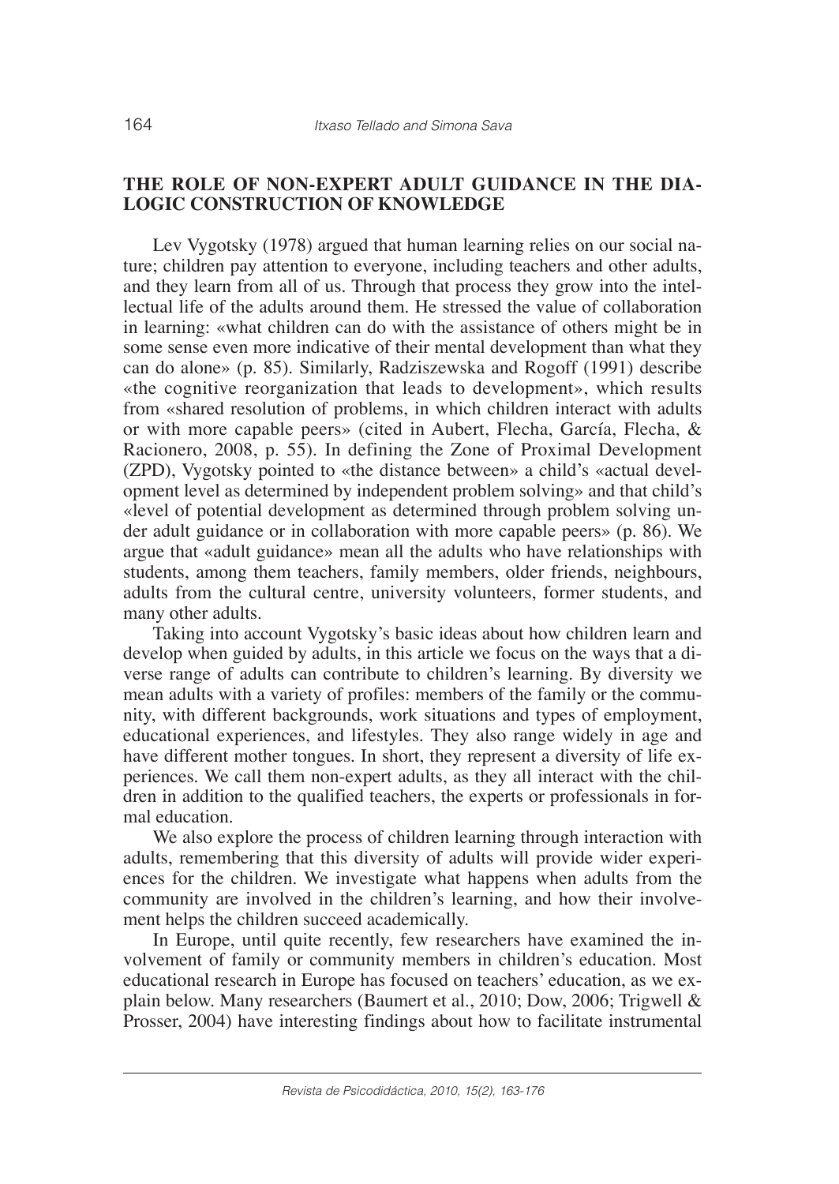## THE ROLE OF NON-EXPERT ADULT GUIDANCE IN THE DIALOGIC CONSTRUCTION OF KNOWLEDGE

Lev Vygotsky (1978) argued that human learning relies on our social nature; children pay attention to everyone, including teachers and other adults, and they learn from all of us. Through that process they grow into the intellectual life of the adults around them. He stressed the value of collaboration in learning: «what children can do with the assistance of others might be in some sense even more indicative of their mental development than what they can do alone» (p. 85). Similarly, Radziszewska and Rogoff (1991) describe «the cognitive reorganization that leads to development», which results from «shared resolution of problems, in which children interact with adults or with more capable peers» (cited in Aubert, Flecha, García, Flecha, & Racionero, 2008, p. 55). In defining the Zone of Proximal Development (ZPD), Vygotsky pointed to «the distance between» a child's «actual development level as determined by independent problem solving» and that child's «level of potential development as determined through problem solving under adult guidance or in collaboration with more capable peers» (p. 86). We argue that «adult guidance» mean all the adults who have relationships with students, among them teachers, family members, older friends, neighbours, adults from the cultural centre, university volunteers, former students, and many other adults.

Taking into account Vygotsky's basic ideas about how children learn and develop when guided by adults, in this article we focus on the ways that a diverse range of adults can contribute to children's learning. By diversity we mean adults with a variety of profiles: members of the family or the community, with different backgrounds, work situations and types of employment, educational experiences, and lifestyles. They also range widely in age and have different mother tongues. In short, they represent a diversity of life experiences. We call them non-expert adults, as they all interact with the children in addition to the qualified teachers, the experts or professionals in formal education.

We also explore the process of children learning through interaction with adults, remembering that this diversity of adults will provide wider experiences for the children. We investigate what happens when adults from the community are involved in the children's learning, and how their involvement helps the children succeed academically.

In Europe, until quite recently, few researchers have examined the involvement of family or community members in children's education. Most educational research in Europe has focused on teachers' education, as we explain below. Many researchers (Baumert et al., 2010; Dow, 2006; Trigwell & Prosser, 2004) have interesting findings about how to facilitate instrumental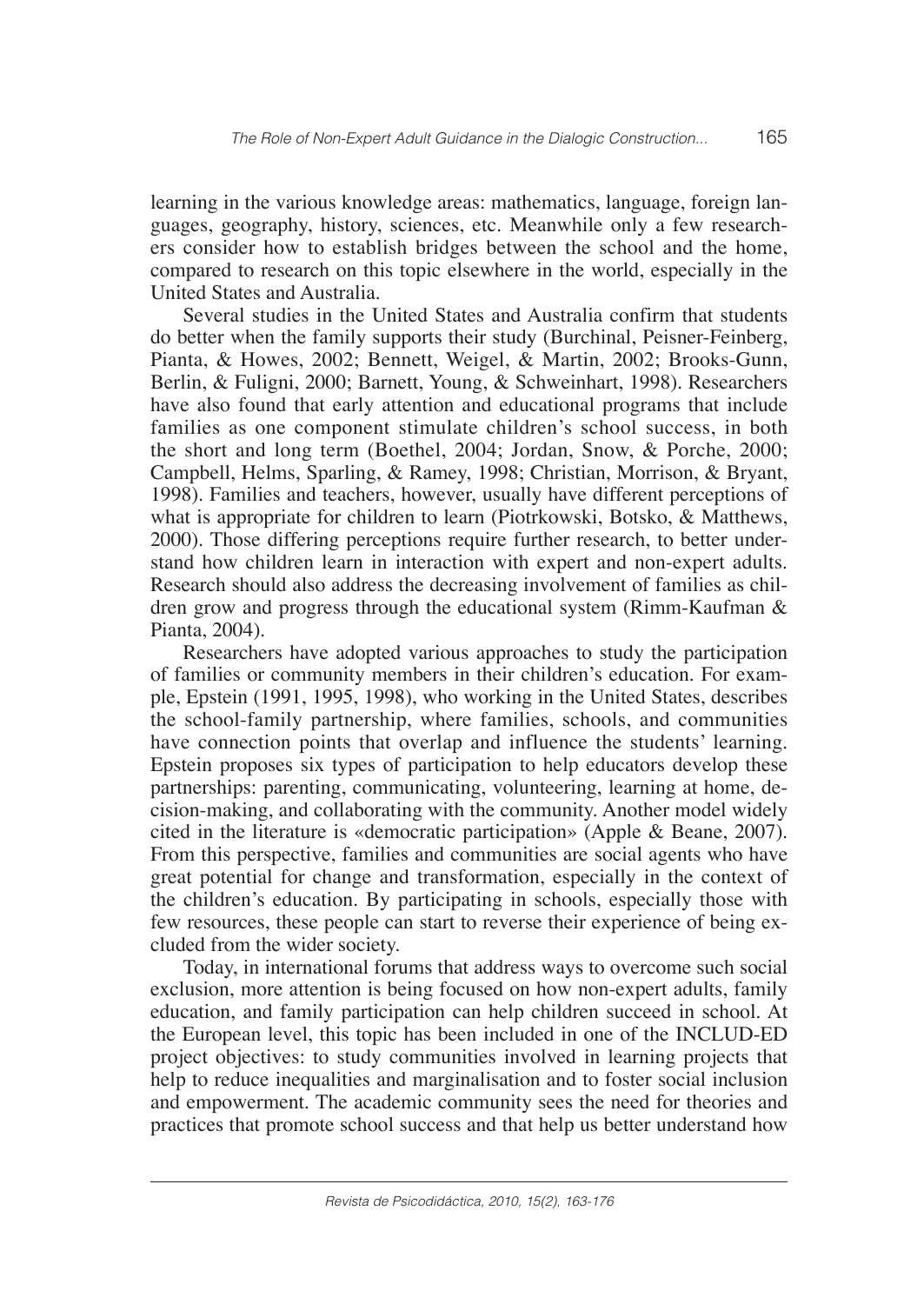learning in the various knowledge areas: mathematics, language, foreign languages, geography, history, sciences, etc. Meanwhile only a few researchers consider how to establish bridges between the school and the home, compared to research on this topic elsewhere in the world, especially in the United States and Australia.

Several studies in the United States and Australia confirm that students do better when the family supports their study (Burchinal, Peisner-Feinberg, Pianta, & Howes, 2002; Bennett, Weigel, & Martin, 2002; Brooks-Gunn, Berlin, & Fuligni, 2000; Barnett, Young, & Schweinhart, 1998). Researchers have also found that early attention and educational programs that include families as one component stimulate children's school success, in both the short and long term (Boethel, 2004; Jordan, Snow, & Porche, 2000; Campbell, Helms, Sparling, & Ramey, 1998; Christian, Morrison, & Bryant, 1998). Families and teachers, however, usually have different perceptions of what is appropriate for children to learn (Piotrkowski, Botsko, & Matthews, 2000). Those differing perceptions require further research, to better understand how children learn in interaction with expert and non-expert adults. Research should also address the decreasing involvement of families as children grow and progress through the educational system (Rimm-Kaufman & Pianta, 2004).

Researchers have adopted various approaches to study the participation of families or community members in their children's education. For example, Epstein (1991, 1995, 1998), who working in the United States, describes the school-family partnership, where families, schools, and communities have connection points that overlap and influence the students' learning. Epstein proposes six types of participation to help educators develop these partnerships: parenting, communicating, volunteering, learning at home, decision-making, and collaborating with the community. Another model widely cited in the literature is «democratic participation» (Apple & Beane, 2007). From this perspective, families and communities are social agents who have great potential for change and transformation, especially in the context of the children's education. By participating in schools, especially those with few resources, these people can start to reverse their experience of being excluded from the wider society.

Today, in international forums that address ways to overcome such social exclusion, more attention is being focused on how non-expert adults, family education, and family participation can help children succeed in school. At the European level, this topic has been included in one of the INCLUD-ED project objectives: to study communities involved in learning projects that help to reduce inequalities and marginalisation and to foster social inclusion and empowerment. The academic community sees the need for theories and practices that promote school success and that help us better understand how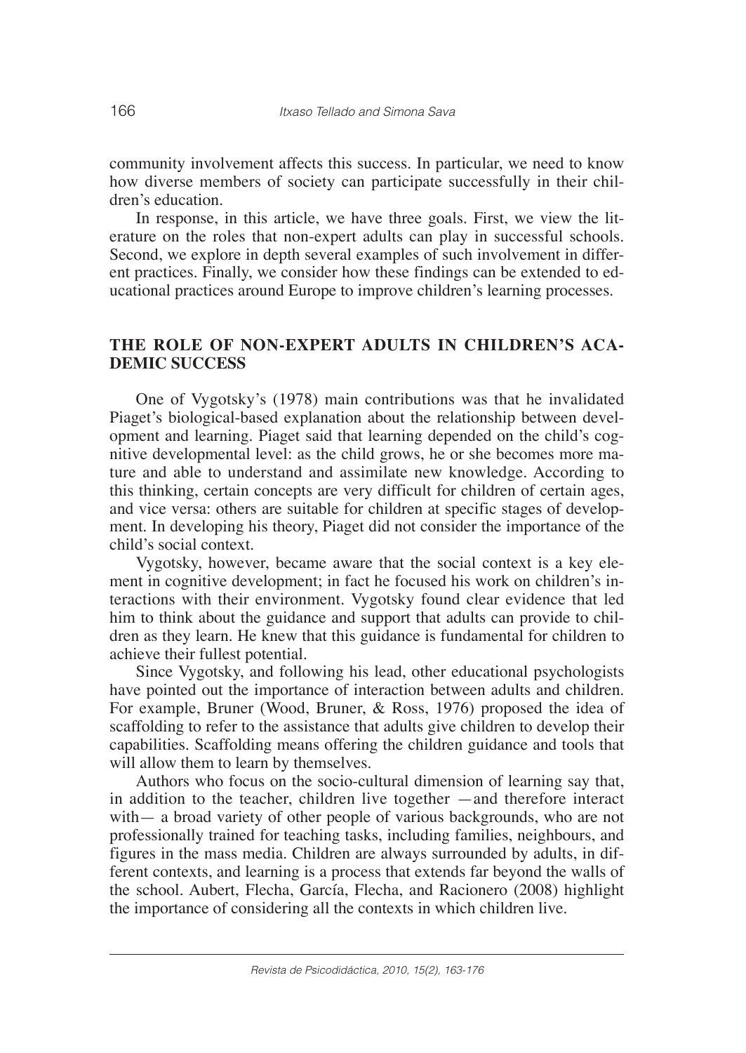community involvement affects this success. In particular, we need to know how diverse members of society can participate successfully in their children's education.

In response, in this article, we have three goals. First, we view the literature on the roles that non-expert adults can play in successful schools. Second, we explore in depth several examples of such involvement in different practices. Finally, we consider how these findings can be extended to educational practices around Europe to improve children's learning processes.

## THE ROLE OF NON-EXPERT ADULTS IN CHILDREN'S ACADEMIC SUCCESS

One of Vygotsky's (1978) main contributions was that he invalidated Piaget's biological-based explanation about the relationship between development and learning. Piaget said that learning depended on the child's cognitive developmental level: as the child grows, he or she becomes more mature and able to understand and assimilate new knowledge. According to this thinking, certain concepts are very difficult for children of certain ages, and vice versa: others are suitable for children at specific stages of development. In developing his theory, Piaget did not consider the importance of the child's social context.

Vygotsky, however, became aware that the social context is a key element in cognitive development; in fact he focused his work on children's interactions with their environment. Vygotsky found clear evidence that led him to think about the guidance and support that adults can provide to children as they learn. He knew that this guidance is fundamental for children to achieve their fullest potential.

Since Vygotsky, and following his lead, other educational psychologists have pointed out the importance of interaction between adults and children. For example, Bruner (Wood, Bruner, & Ross, 1976) proposed the idea of scaffolding to refer to the assistance that adults give children to develop their capabilities. Scaffolding means offering the children guidance and tools that will allow them to learn by themselves.

Authors who focus on the socio-cultural dimension of learning say that, in addition to the teacher, children live together —and therefore interact with— a broad variety of other people of various backgrounds, who are not professionally trained for teaching tasks, including families, neighbours, and figures in the mass media. Children are always surrounded by adults, in different contexts, and learning is a process that extends far beyond the walls of the school. Aubert, Flecha, García, Flecha, and Racionero (2008) highlight the importance of considering all the contexts in which children live.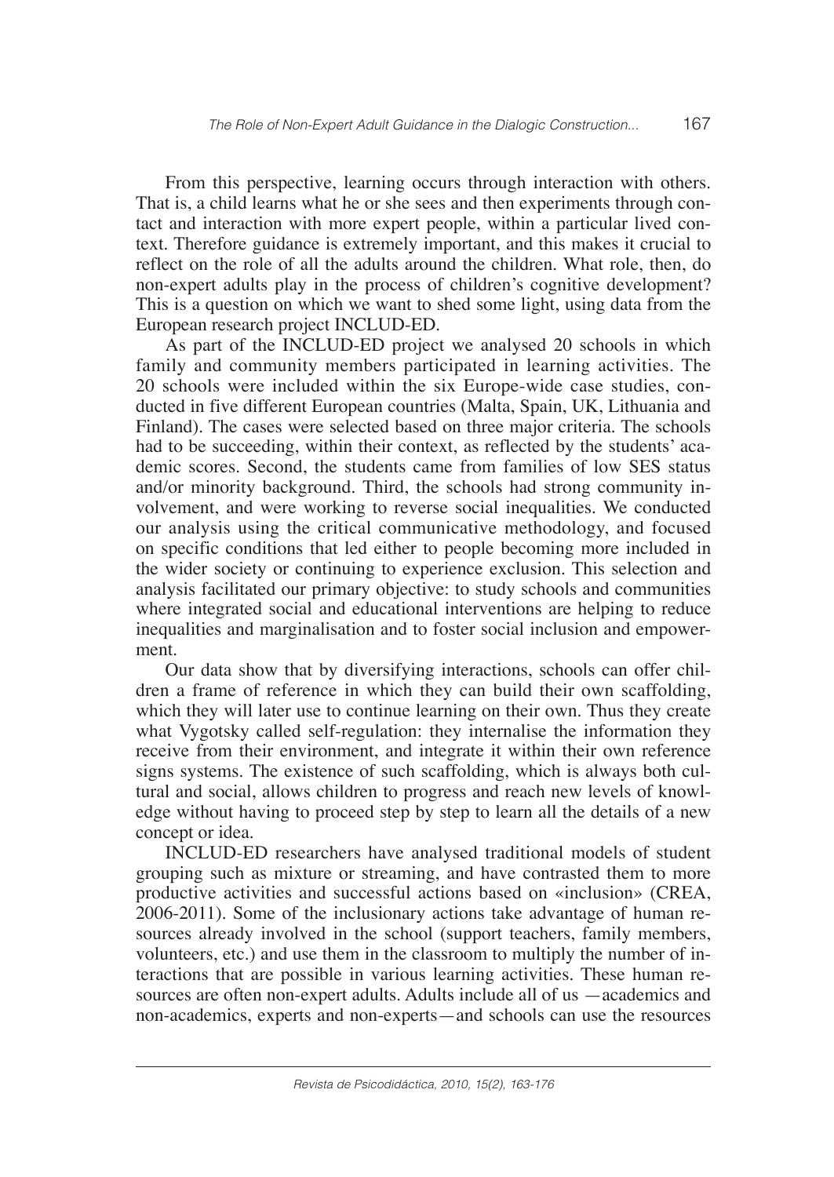From this perspective, learning occurs through interaction with others. That is, a child learns what he or she sees and then experiments through contact and interaction with more expert people, within a particular lived context. Therefore guidance is extremely important, and this makes it crucial to reflect on the role of all the adults around the children. What role, then, do non-expert adults play in the process of children's cognitive development? This is a question on which we want to shed some light, using data from the European research project INCLUD-ED.

As part of the INCLUD-ED project we analysed 20 schools in which family and community members participated in learning activities. The 20 schools were included within the six Europe-wide case studies, conducted in five different European countries (Malta, Spain, UK, Lithuania and Finland). The cases were selected based on three major criteria. The schools had to be succeeding, within their context, as reflected by the students' academic scores. Second, the students came from families of low SES status and/or minority background. Third, the schools had strong community involvement, and were working to reverse social inequalities. We conducted our analysis using the critical communicative methodology, and focused on specific conditions that led either to people becoming more included in the wider society or continuing to experience exclusion. This selection and analysis facilitated our primary objective: to study schools and communities where integrated social and educational interventions are helping to reduce inequalities and marginalisation and to foster social inclusion and empowerment.

Our data show that by diversifying interactions, schools can offer children a frame of reference in which they can build their own scaffolding, which they will later use to continue learning on their own. Thus they create what Vygotsky called self-regulation: they internalise the information they receive from their environment, and integrate it within their own reference signs systems. The existence of such scaffolding, which is always both cultural and social, allows children to progress and reach new levels of knowledge without having to proceed step by step to learn all the details of a new concept or idea.

INCLUD-ED researchers have analysed traditional models of student grouping such as mixture or streaming, and have contrasted them to more productive activities and successful actions based on «inclusion» (CREA, 2006-2011). Some of the inclusionary actions take advantage of human resources already involved in the school (support teachers, family members, volunteers, etc.) and use them in the classroom to multiply the number of interactions that are possible in various learning activities. These human resources are often non-expert adults. Adults include all of us —academics and non-academics, experts and non-experts— and schools can use the resources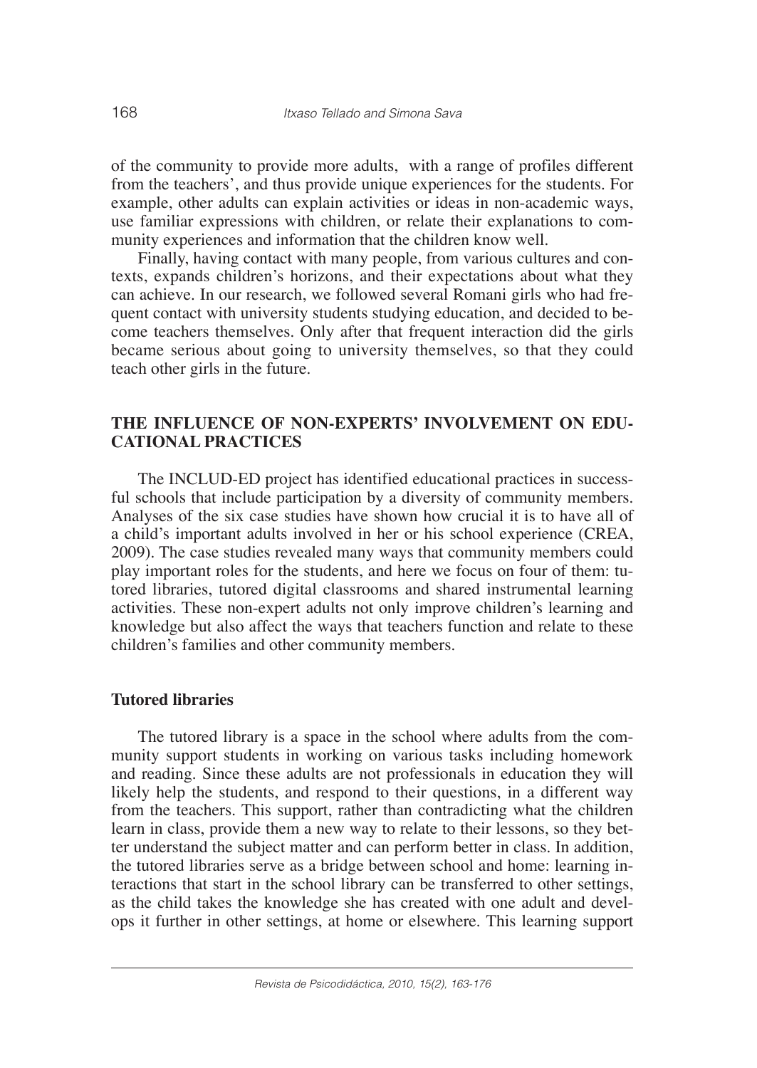of the community to provide more adults,  with a range of profiles different from the teachers', and thus provide unique experiences for the students. For example, other adults can explain activities or ideas in non-academic ways, use familiar expressions with children, or relate their explanations to community experiences and information that the children know well.

Finally, having contact with many people, from various cultures and contexts, expands children's horizons, and their expectations about what they can achieve. In our research, we followed several Romani girls who had frequent contact with university students studying education, and decided to become teachers themselves. Only after that frequent interaction did the girls became serious about going to university themselves, so that they could teach other girls in the future.

## THE INFLUENCE OF NON-EXPERTS' INVOLVEMENT ON EDUCATIONAL PRACTICES

The INCLUD-ED project has identified educational practices in successful schools that include participation by a diversity of community members. Analyses of the six case studies have shown how crucial it is to have all of a child's important adults involved in her or his school experience (CREA, 2009). The case studies revealed many ways that community members could play important roles for the students, and here we focus on four of them: tutored libraries, tutored digital classrooms and shared instrumental learning activities. These non-expert adults not only improve children's learning and knowledge but also affect the ways that teachers function and relate to these children's families and other community members.

### Tutored libraries

The tutored library is a space in the school where adults from the community support students in working on various tasks including homework and reading. Since these adults are not professionals in education they will likely help the students, and respond to their questions, in a different way from the teachers. This support, rather than contradicting what the children learn in class, provide them a new way to relate to their lessons, so they better understand the subject matter and can perform better in class. In addition, the tutored libraries serve as a bridge between school and home: learning interactions that start in the school library can be transferred to other settings, as the child takes the knowledge she has created with one adult and develops it further in other settings, at home or elsewhere. This learning support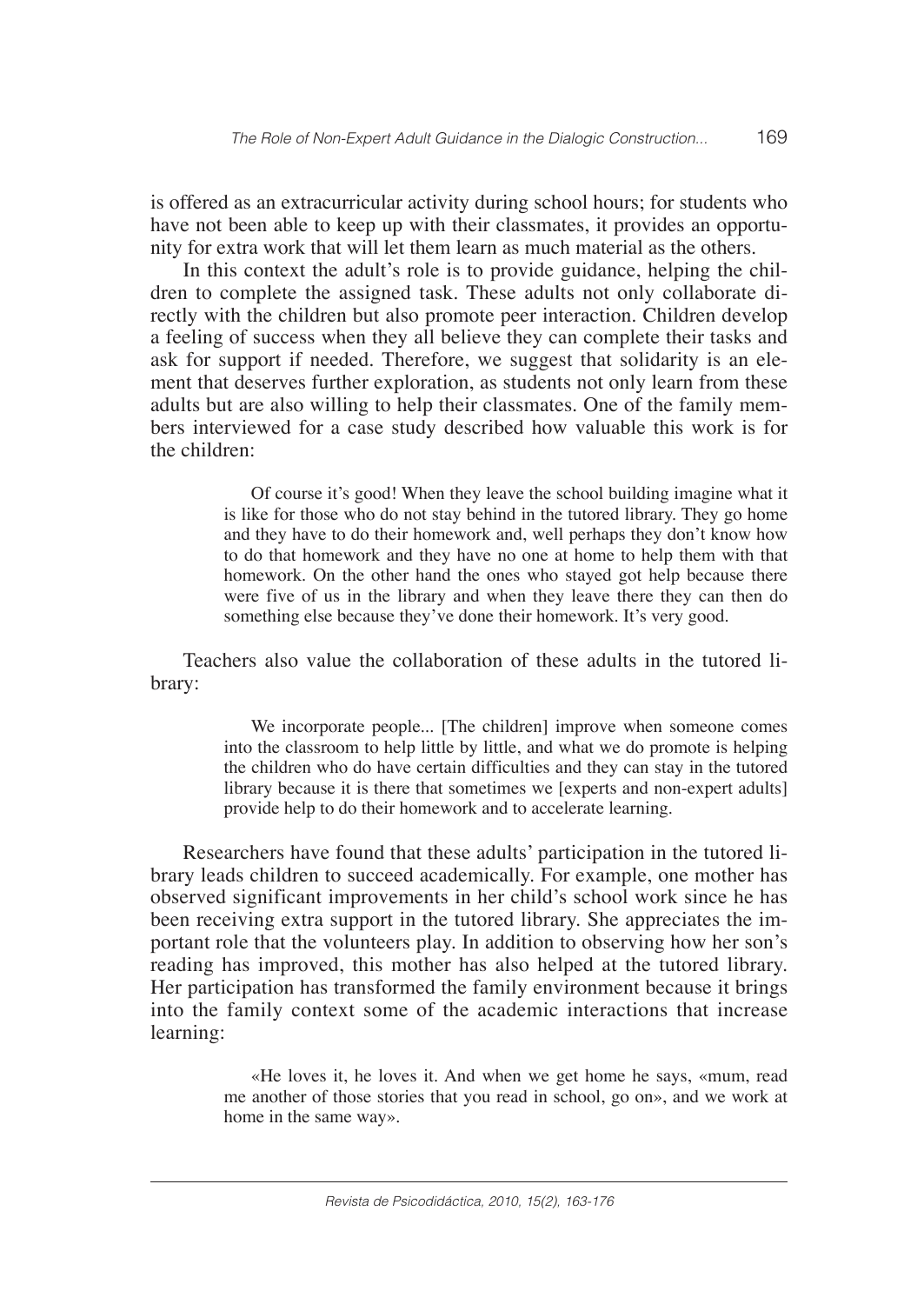is offered as an extracurricular activity during school hours; for students who have not been able to keep up with their classmates, it provides an opportunity for extra work that will let them learn as much material as the others.

In this context the adult's role is to provide guidance, helping the children to complete the assigned task. These adults not only collaborate directly with the children but also promote peer interaction. Children develop a feeling of success when they all believe they can complete their tasks and ask for support if needed. Therefore, we suggest that solidarity is an element that deserves further exploration, as students not only learn from these adults but are also willing to help their classmates. One of the family members interviewed for a case study described how valuable this work is for the children:

> Of course it's good! When they leave the school building imagine what it is like for those who do not stay behind in the tutored library. They go home and they have to do their homework and, well perhaps they don't know how to do that homework and they have no one at home to help them with that homework. On the other hand the ones who stayed got help because there were five of us in the library and when they leave there they can then do something else because they've done their homework. It's very good.

Teachers also value the collaboration of these adults in the tutored library:

> We incorporate people... [The children] improve when someone comes into the classroom to help little by little, and what we do promote is helping the children who do have certain difficulties and they can stay in the tutored library because it is there that sometimes we [experts and non-expert adults] provide help to do their homework and to accelerate learning.

Researchers have found that these adults' participation in the tutored library leads children to succeed academically. For example, one mother has observed significant improvements in her child's school work since he has been receiving extra support in the tutored library. She appreciates the important role that the volunteers play. In addition to observing how her son's reading has improved, this mother has also helped at the tutored library. Her participation has transformed the family environment because it brings into the family context some of the academic interactions that increase learning:

> «He loves it, he loves it. And when we get home he says, «mum, read me another of those stories that you read in school, go on», and we work at home in the same way».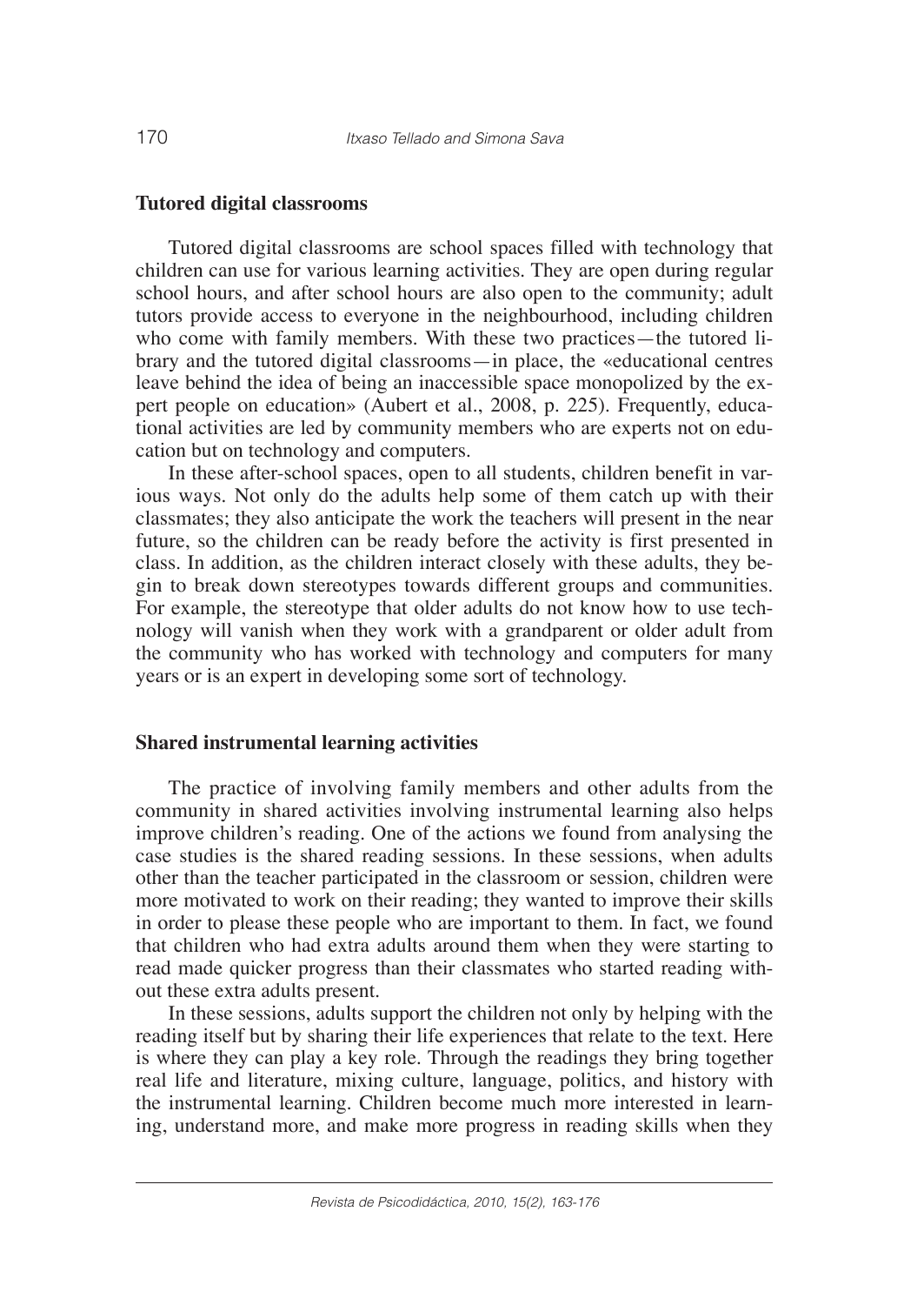### Tutored digital classrooms

Tutored digital classrooms are school spaces filled with technology that children can use for various learning activities. They are open during regular school hours, and after school hours are also open to the community; adult tutors provide access to everyone in the neighbourhood, including children who come with family members. With these two practices—the tutored library and the tutored digital classrooms—in place, the «educational centres leave behind the idea of being an inaccessible space monopolized by the expert people on education» (Aubert et al., 2008, p. 225). Frequently, educational activities are led by community members who are experts not on education but on technology and computers.

In these after-school spaces, open to all students, children benefit in various ways. Not only do the adults help some of them catch up with their classmates; they also anticipate the work the teachers will present in the near future, so the children can be ready before the activity is first presented in class. In addition, as the children interact closely with these adults, they begin to break down stereotypes towards different groups and communities. For example, the stereotype that older adults do not know how to use technology will vanish when they work with a grandparent or older adult from the community who has worked with technology and computers for many years or is an expert in developing some sort of technology.

### Shared instrumental learning activities

The practice of involving family members and other adults from the community in shared activities involving instrumental learning also helps improve children's reading. One of the actions we found from analysing the case studies is the shared reading sessions. In these sessions, when adults other than the teacher participated in the classroom or session, children were more motivated to work on their reading; they wanted to improve their skills in order to please these people who are important to them. In fact, we found that children who had extra adults around them when they were starting to read made quicker progress than their classmates who started reading without these extra adults present.

In these sessions, adults support the children not only by helping with the reading itself but by sharing their life experiences that relate to the text. Here is where they can play a key role. Through the readings they bring together real life and literature, mixing culture, language, politics, and history with the instrumental learning. Children become much more interested in learning, understand more, and make more progress in reading skills when they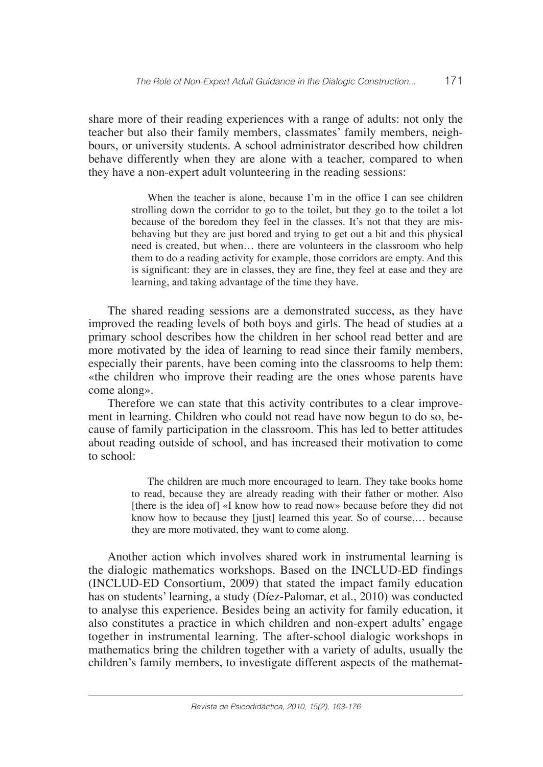share more of their reading experiences with a range of adults: not only the teacher but also their family members, classmates' family members, neighbours, or university students. A school administrator described how children behave differently when they are alone with a teacher, compared to when they have a non-expert adult volunteering in the reading sessions:

> When the teacher is alone, because I'm in the office I can see children strolling down the corridor to go to the toilet, but they go to the toilet a lot because of the boredom they feel in the classes. It's not that they are misbehaving but they are just bored and trying to get out a bit and this physical need is created, but when… there are volunteers in the classroom who help them to do a reading activity for example, those corridors are empty. And this is significant: they are in classes, they are fine, they feel at ease and they are learning, and taking advantage of the time they have.

The shared reading sessions are a demonstrated success, as they have improved the reading levels of both boys and girls. The head of studies at a primary school describes how the children in her school read better and are more motivated by the idea of learning to read since their family members, especially their parents, have been coming into the classrooms to help them: «the children who improve their reading are the ones whose parents have come along».

Therefore we can state that this activity contributes to a clear improvement in learning. Children who could not read have now begun to do so, because of family participation in the classroom. This has led to better attitudes about reading outside of school, and has increased their motivation to come to school:

> The children are much more encouraged to learn. They take books home to read, because they are already reading with their father or mother. Also [there is the idea of] «I know how to read now» because before they did not know how to because they [just] learned this year. So of course,… because they are more motivated, they want to come along.

Another action which involves shared work in instrumental learning is the dialogic mathematics workshops. Based on the INCLUD-ED findings (INCLUD-ED Consortium, 2009) that stated the impact family education has on students' learning, a study (Díez-Palomar, et al., 2010) was conducted to analyse this experience. Besides being an activity for family education, it also constitutes a practice in which children and non-expert adults' engage together in instrumental learning. The after-school dialogic workshops in mathematics bring the children together with a variety of adults, usually the children's family members, to investigate different aspects of the mathemat-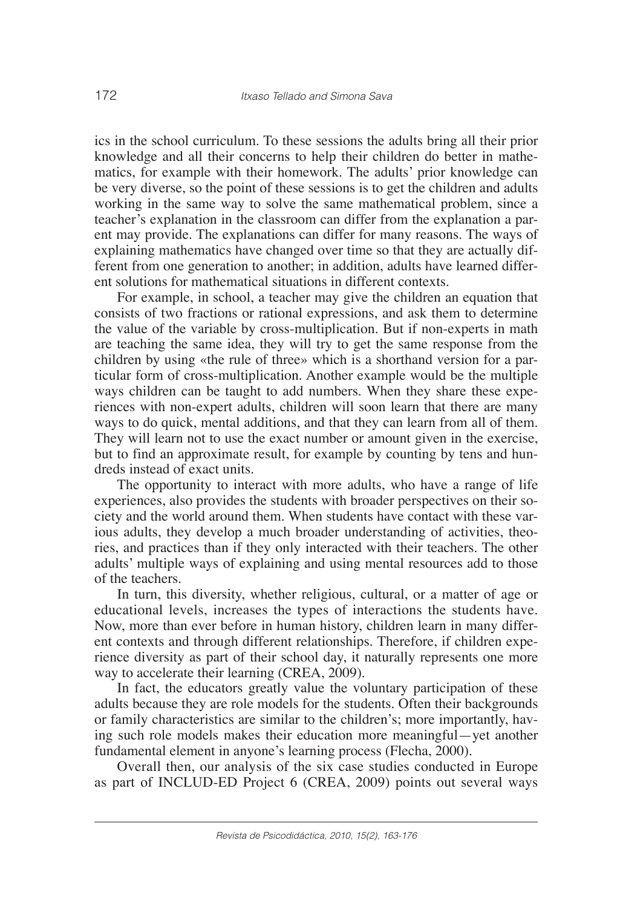ics in the school curriculum. To these sessions the adults bring all their prior knowledge and all their concerns to help their children do better in mathematics, for example with their homework. The adults' prior knowledge can be very diverse, so the point of these sessions is to get the children and adults working in the same way to solve the same mathematical problem, since a teacher's explanation in the classroom can differ from the explanation a parent may provide. The explanations can differ for many reasons. The ways of explaining mathematics have changed over time so that they are actually different from one generation to another; in addition, adults have learned different solutions for mathematical situations in different contexts.

For example, in school, a teacher may give the children an equation that consists of two fractions or rational expressions, and ask them to determine the value of the variable by cross-multiplication. But if non-experts in math are teaching the same idea, they will try to get the same response from the children by using «the rule of three» which is a shorthand version for a particular form of cross-multiplication. Another example would be the multiple ways children can be taught to add numbers. When they share these experiences with non-expert adults, children will soon learn that there are many ways to do quick, mental additions, and that they can learn from all of them. They will learn not to use the exact number or amount given in the exercise, but to find an approximate result, for example by counting by tens and hundreds instead of exact units.

The opportunity to interact with more adults, who have a range of life experiences, also provides the students with broader perspectives on their society and the world around them. When students have contact with these various adults, they develop a much broader understanding of activities, theories, and practices than if they only interacted with their teachers. The other adults' multiple ways of explaining and using mental resources add to those of the teachers.

In turn, this diversity, whether religious, cultural, or a matter of age or educational levels, increases the types of interactions the students have. Now, more than ever before in human history, children learn in many different contexts and through different relationships. Therefore, if children experience diversity as part of their school day, it naturally represents one more way to accelerate their learning (CREA, 2009).

In fact, the educators greatly value the voluntary participation of these adults because they are role models for the students. Often their backgrounds or family characteristics are similar to the children's; more importantly, having such role models makes their education more meaningful—yet another fundamental element in anyone's learning process (Flecha, 2000).

Overall then, our analysis of the six case studies conducted in Europe as part of INCLUD-ED Project 6 (CREA, 2009) points out several ways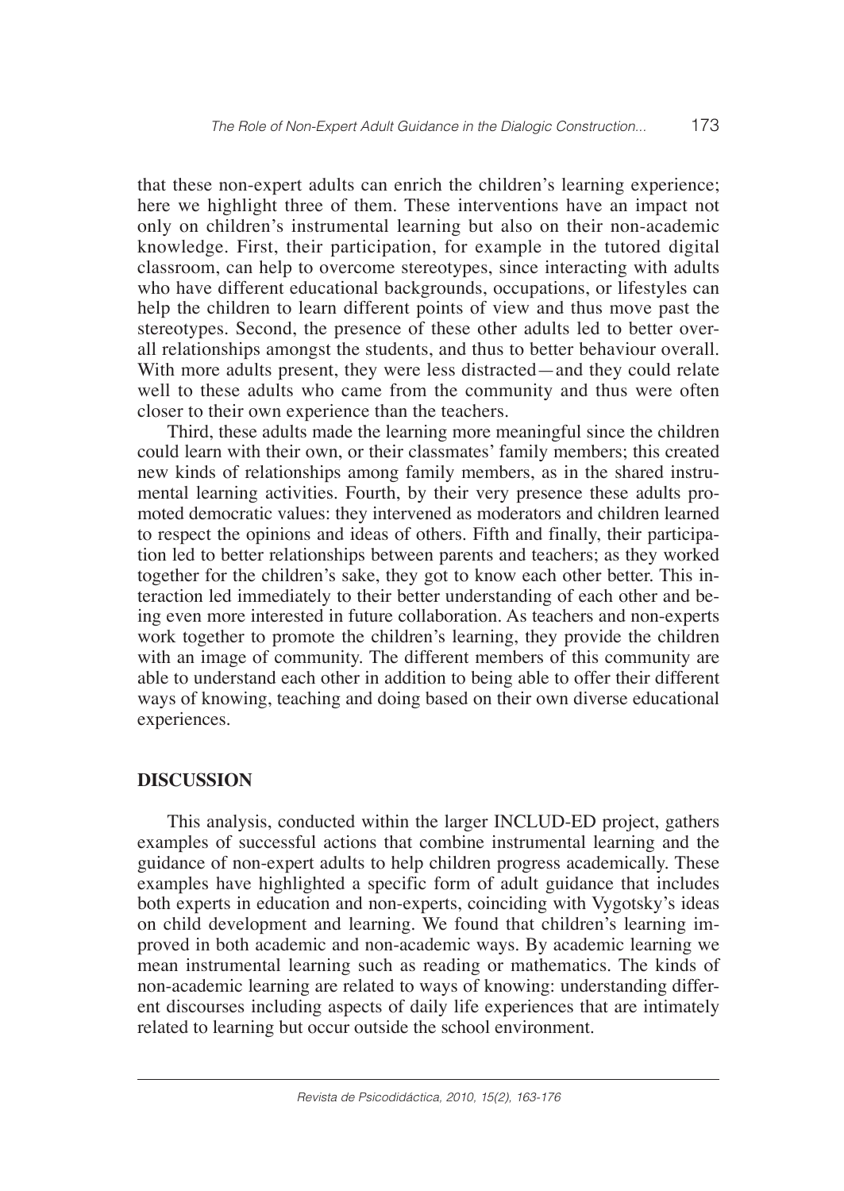that these non-expert adults can enrich the children's learning experience; here we highlight three of them. These interventions have an impact not only on children's instrumental learning but also on their non-academic knowledge. First, their participation, for example in the tutored digital classroom, can help to overcome stereotypes, since interacting with adults who have different educational backgrounds, occupations, or lifestyles can help the children to learn different points of view and thus move past the stereotypes. Second, the presence of these other adults led to better overall relationships amongst the students, and thus to better behaviour overall. With more adults present, they were less distracted—and they could relate well to these adults who came from the community and thus were often closer to their own experience than the teachers.

Third, these adults made the learning more meaningful since the children could learn with their own, or their classmates' family members; this created new kinds of relationships among family members, as in the shared instrumental learning activities. Fourth, by their very presence these adults promoted democratic values: they intervened as moderators and children learned to respect the opinions and ideas of others. Fifth and finally, their participation led to better relationships between parents and teachers; as they worked together for the children's sake, they got to know each other better. This interaction led immediately to their better understanding of each other and being even more interested in future collaboration. As teachers and non-experts work together to promote the children's learning, they provide the children with an image of community. The different members of this community are able to understand each other in addition to being able to offer their different ways of knowing, teaching and doing based on their own diverse educational experiences.

## DISCUSSION

This analysis, conducted within the larger INCLUD-ED project, gathers examples of successful actions that combine instrumental learning and the guidance of non-expert adults to help children progress academically. These examples have highlighted a specific form of adult guidance that includes both experts in education and non-experts, coinciding with Vygotsky's ideas on child development and learning. We found that children's learning improved in both academic and non-academic ways. By academic learning we mean instrumental learning such as reading or mathematics. The kinds of non-academic learning are related to ways of knowing: understanding different discourses including aspects of daily life experiences that are intimately related to learning but occur outside the school environment.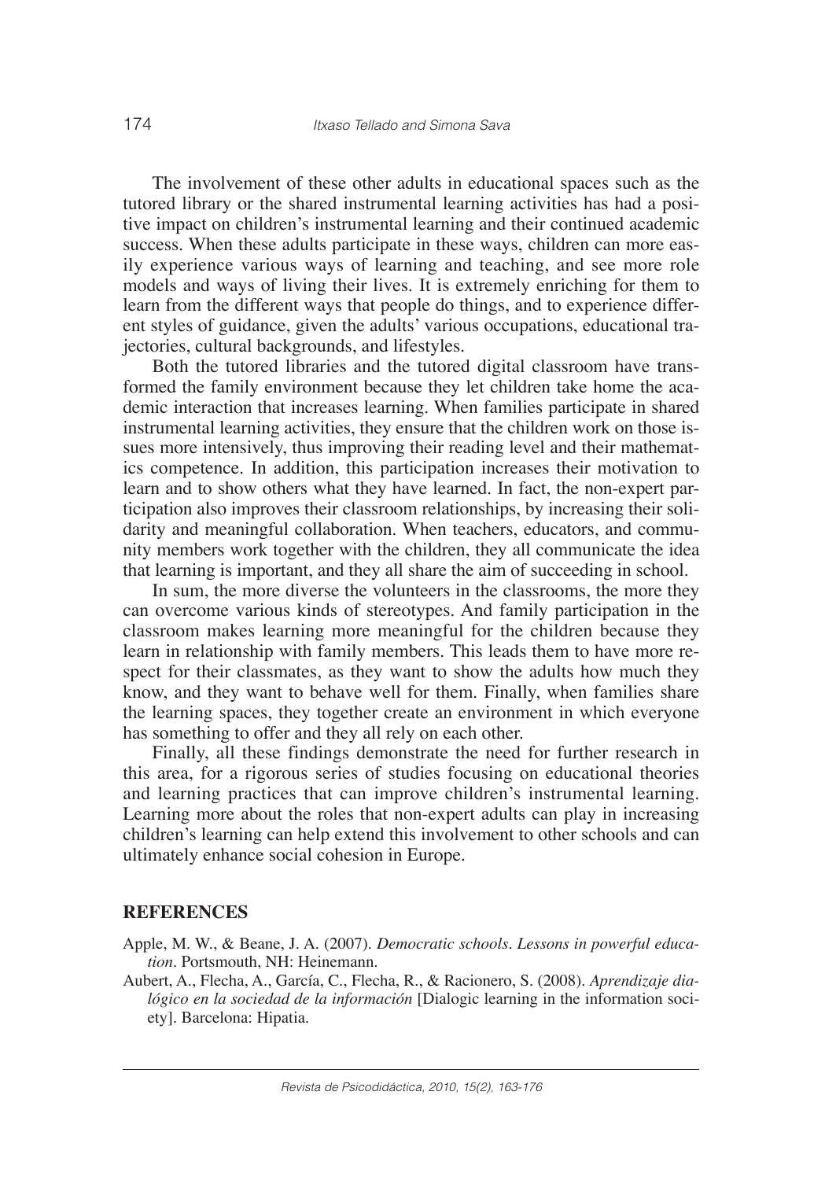The involvement of these other adults in educational spaces such as the tutored library or the shared instrumental learning activities has had a positive impact on children's instrumental learning and their continued academic success. When these adults participate in these ways, children can more easily experience various ways of learning and teaching, and see more role models and ways of living their lives. It is extremely enriching for them to learn from the different ways that people do things, and to experience different styles of guidance, given the adults' various occupations, educational trajectories, cultural backgrounds, and lifestyles.

Both the tutored libraries and the tutored digital classroom have transformed the family environment because they let children take home the academic interaction that increases learning. When families participate in shared instrumental learning activities, they ensure that the children work on those issues more intensively, thus improving their reading level and their mathematics competence. In addition, this participation increases their motivation to learn and to show others what they have learned. In fact, the non-expert participation also improves their classroom relationships, by increasing their solidarity and meaningful collaboration. When teachers, educators, and community members work together with the children, they all communicate the idea that learning is important, and they all share the aim of succeeding in school.

In sum, the more diverse the volunteers in the classrooms, the more they can overcome various kinds of stereotypes. And family participation in the classroom makes learning more meaningful for the children because they learn in relationship with family members. This leads them to have more respect for their classmates, as they want to show the adults how much they know, and they want to behave well for them. Finally, when families share the learning spaces, they together create an environment in which everyone has something to offer and they all rely on each other.

Finally, all these findings demonstrate the need for further research in this area, for a rigorous series of studies focusing on educational theories and learning practices that can improve children's instrumental learning. Learning more about the roles that non-expert adults can play in increasing children's learning can help extend this involvement to other schools and can ultimately enhance social cohesion in Europe.

## REFERENCES

Apple, M. W., & Beane, J. A. (2007). *Democratic schools. Lessons in powerful education*. Portsmouth, NH: Heinemann.

Aubert, A., Flecha, A., García, C., Flecha, R., & Racionero, S. (2008). *Aprendizaje dialógico en la sociedad de la información* [Dialogic learning in the information society]. Barcelona: Hipatia.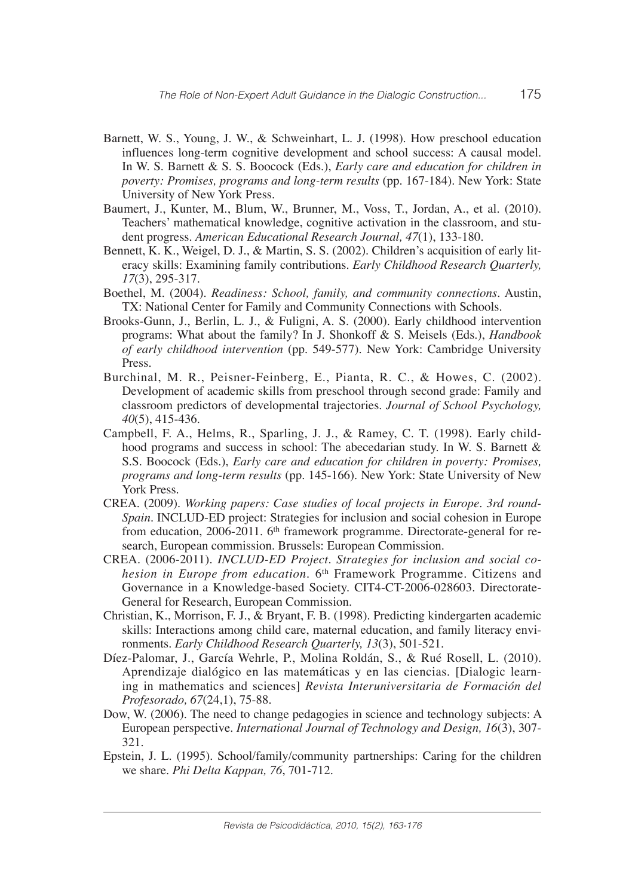Barnett, W. S., Young, J. W., & Schweinhart, L. J. (1998). How preschool education influences long-term cognitive development and school success: A causal model. In W. S. Barnett & S. S. Boocock (Eds.), *Early care and education for children in poverty: Promises, programs and long-term results* (pp. 167-184). New York: State University of New York Press.

Baumert, J., Kunter, M., Blum, W., Brunner, M., Voss, T., Jordan, A., et al. (2010). Teachers' mathematical knowledge, cognitive activation in the classroom, and student progress. *American Educational Research Journal, 47*(1), 133-180.

Bennett, K. K., Weigel, D. J., & Martin, S. S. (2002). Children's acquisition of early literacy skills: Examining family contributions. *Early Childhood Research Quarterly, 17*(3), 295-317.

Boethel, M. (2004). *Readiness: School, family, and community connections*. Austin, TX: National Center for Family and Community Connections with Schools.

Brooks-Gunn, J., Berlin, L. J., & Fuligni, A. S. (2000). Early childhood intervention programs: What about the family? In J. Shonkoff & S. Meisels (Eds.), *Handbook of early childhood intervention* (pp. 549-577). New York: Cambridge University Press.

Burchinal, M. R., Peisner-Feinberg, E., Pianta, R. C., & Howes, C. (2002). Development of academic skills from preschool through second grade: Family and classroom predictors of developmental trajectories. *Journal of School Psychology, 40*(5), 415-436.

Campbell, F. A., Helms, R., Sparling, J. J., & Ramey, C. T. (1998). Early childhood programs and success in school: The abecedarian study. In W. S. Barnett & S.S. Boocock (Eds.), *Early care and education for children in poverty: Promises, programs and long-term results* (pp. 145-166). New York: State University of New York Press.

CREA. (2009). *Working papers: Case studies of local projects in Europe. 3rd round-Spain*. INCLUD-ED project: Strategies for inclusion and social cohesion in Europe from education, 2006-2011. 6th framework programme. Directorate-general for research, European commission. Brussels: European Commission.

CREA. (2006-2011). *INCLUD-ED Project. Strategies for inclusion and social cohesion in Europe from education*. 6th Framework Programme. Citizens and Governance in a Knowledge-based Society. CIT4-CT-2006-028603. Directorate-General for Research, European Commission.

Christian, K., Morrison, F. J., & Bryant, F. B. (1998). Predicting kindergarten academic skills: Interactions among child care, maternal education, and family literacy environments. *Early Childhood Research Quarterly, 13*(3), 501-521.

Díez-Palomar, J., García Wehrle, P., Molina Roldán, S., & Rué Rosell, L. (2010). Aprendizaje dialógico en las matemáticas y en las ciencias. [Dialogic learning in mathematics and sciences] *Revista Interuniversitaria de Formación del Profesorado, 67*(24,1), 75-88.

Dow, W. (2006). The need to change pedagogies in science and technology subjects: A European perspective. *International Journal of Technology and Design, 16*(3), 307-321.

Epstein, J. L. (1995). School/family/community partnerships: Caring for the children we share. *Phi Delta Kappan, 76*, 701-712.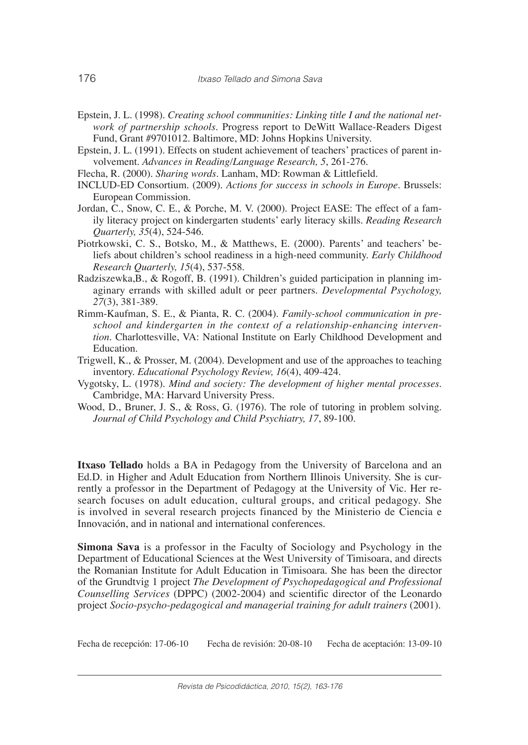Epstein, J. L. (1998). *Creating school communities: Linking title I and the national network of partnership schools*. Progress report to DeWitt Wallace-Readers Digest Fund, Grant #9701012. Baltimore, MD: Johns Hopkins University.

Epstein, J. L. (1991). Effects on student achievement of teachers' practices of parent involvement. *Advances in Reading/Language Research, 5*, 261-276.

Flecha, R. (2000). *Sharing words*. Lanham, MD: Rowman & Littlefield.

INCLUD-ED Consortium. (2009). *Actions for success in schools in Europe*. Brussels: European Commission.

Jordan, C., Snow, C. E., & Porche, M. V. (2000). Project EASE: The effect of a family literacy project on kindergarten students' early literacy skills. *Reading Research Quarterly, 35*(4), 524-546.

Piotrkowski, C. S., Botsko, M., & Matthews, E. (2000). Parents' and teachers' beliefs about children's school readiness in a high-need community. *Early Childhood Research Quarterly, 15*(4), 537-558.

Radziszewka,B., & Rogoff, B. (1991). Children's guided participation in planning imaginary errands with skilled adult or peer partners. *Developmental Psychology, 27*(3), 381-389.

Rimm-Kaufman, S. E., & Pianta, R. C. (2004). *Family-school communication in preschool and kindergarten in the context of a relationship-enhancing intervention*. Charlottesville, VA: National Institute on Early Childhood Development and Education.

Trigwell, K., & Prosser, M. (2004). Development and use of the approaches to teaching inventory. *Educational Psychology Review, 16*(4), 409-424.

Vygotsky, L. (1978). *Mind and society: The development of higher mental processes*. Cambridge, MA: Harvard University Press.

Wood, D., Bruner, J. S., & Ross, G. (1976). The role of tutoring in problem solving. *Journal of Child Psychology and Child Psychiatry, 17*, 89-100.

**Itxaso Tellado** holds a BA in Pedagogy from the University of Barcelona and an Ed.D. in Higher and Adult Education from Northern Illinois University. She is currently a professor in the Department of Pedagogy at the University of Vic. Her research focuses on adult education, cultural groups, and critical pedagogy. She is involved in several research projects financed by the Ministerio de Ciencia e Innovación, and in national and international conferences.

**Simona Sava** is a professor in the Faculty of Sociology and Psychology in the Department of Educational Sciences at the West University of Timisoara, and directs the Romanian Institute for Adult Education in Timisoara. She has been the director of the Grundtvig 1 project *The Development of Psychopedagogical and Professional Counselling Services* (DPPC) (2002-2004) and scientific director of the Leonardo project *Socio-psycho-pedagogical and managerial training for adult trainers* (2001).

Fecha de recepción: 17-06-10 Fecha de revisión: 20-08-10 Fecha de aceptación: 13-09-10